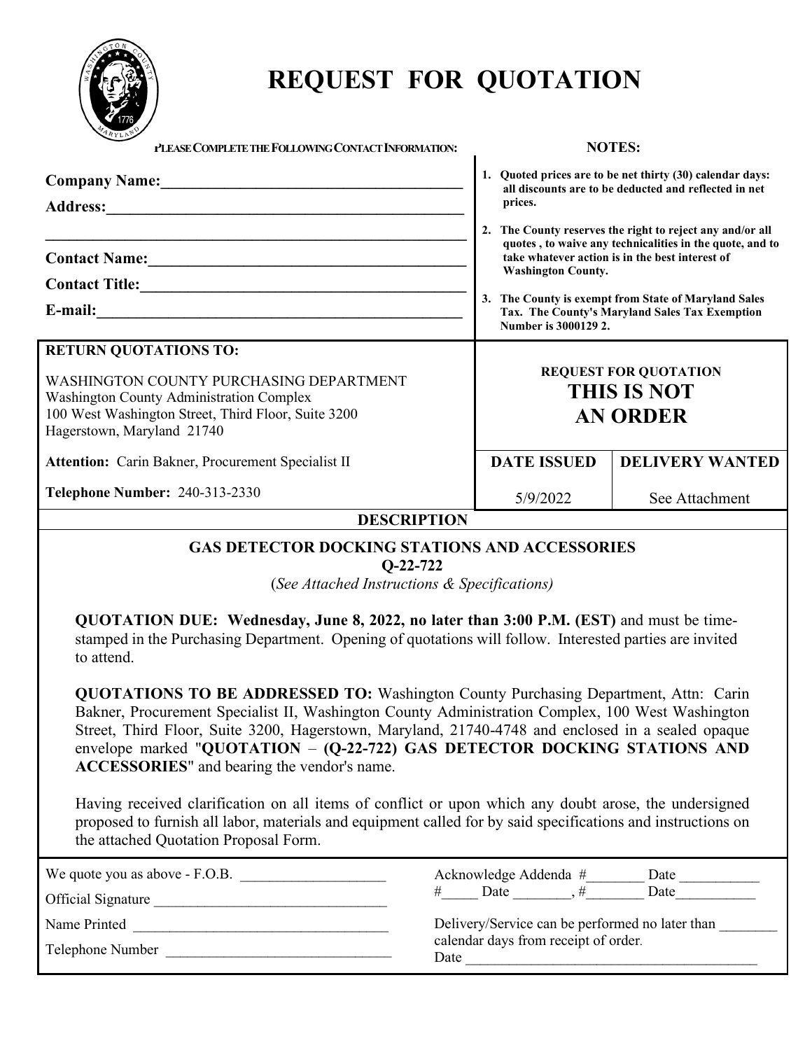# REQUEST FOR QUOTATION

**PLEASE COMPLETE THE FOLLOWING CONTACT INFORMATION:**

**Company Name:**\_\_\_\_\_\_\_\_\_\_\_\_\_\_\_\_\_\_\_\_\_\_\_\_\_\_\_\_\_\_\_\_\_\_\_\_

**Address:**\_\_\_\_\_\_\_\_\_\_\_\_\_\_\_\_\_\_\_\_\_\_\_\_\_\_\_\_\_\_\_\_\_\_\_\_\_\_\_\_

\_\_\_\_\_\_\_\_\_\_\_\_\_\_\_\_\_\_\_\_\_\_\_\_\_\_\_\_\_\_\_\_\_\_\_\_\_\_\_\_\_\_\_\_\_\_

**Contact Name:**\_\_\_\_\_\_\_\_\_\_\_\_\_\_\_\_\_\_\_\_\_\_\_\_\_\_\_\_\_\_\_\_\_\_\_\_

**Contact Title:**\_\_\_\_\_\_\_\_\_\_\_\_\_\_\_\_\_\_\_\_\_\_\_\_\_\_\_\_\_\_\_\_\_\_\_\_

**E-mail:**\_\_\_\_\_\_\_\_\_\_\_\_\_\_\_\_\_\_\_\_\_\_\_\_\_\_\_\_\_\_\_\_\_\_\_\_\_\_\_\_\_

**NOTES:**

1. **Quoted prices are to be net thirty (30) calendar days: all discounts are to be deducted and reflected in net prices.**
2. **The County reserves the right to reject any and/or all quotes , to waive any technicalities in the quote, and to take whatever action is in the best interest of Washington County.**
3. **The County is exempt from State of Maryland Sales Tax. The County's Maryland Sales Tax Exemption Number is 3000129 2.**

**RETURN QUOTATIONS TO:**

WASHINGTON COUNTY PURCHASING DEPARTMENT
Washington County Administration Complex
100 West Washington Street, Third Floor, Suite 3200
Hagerstown, Maryland 21740

**Attention:** Carin Bakner, Procurement Specialist II

**Telephone Number:** 240-313-2330

**REQUEST FOR QUOTATION**
**THIS IS NOT AN ORDER**

| DATE ISSUED | DELIVERY WANTED |
| --- | --- |
| 5/9/2022 | See Attachment |

## DESCRIPTION

**GAS DETECTOR DOCKING STATIONS AND ACCESSORIES**
**Q-22-722**
(*See Attached Instructions & Specifications)*

**QUOTATION DUE: Wednesday, June 8, 2022, no later than 3:00 P.M. (EST)** and must be time-stamped in the Purchasing Department. Opening of quotations will follow. Interested parties are invited to attend.

**QUOTATIONS TO BE ADDRESSED TO:** Washington County Purchasing Department, Attn: Carin Bakner, Procurement Specialist II, Washington County Administration Complex, 100 West Washington Street, Third Floor, Suite 3200, Hagerstown, Maryland, 21740-4748 and enclosed in a sealed opaque envelope marked "**QUOTATION – (Q-22-722) GAS DETECTOR DOCKING STATIONS AND ACCESSORIES**" and bearing the vendor's name.

Having received clarification on all items of conflict or upon which any doubt arose, the undersigned proposed to furnish all labor, materials and equipment called for by said specifications and instructions on the attached Quotation Proposal Form.

We quote you as above - F.O.B. \_\_\_\_\_\_\_\_\_\_\_\_\_\_\_\_\_\_\_\_

Official Signature \_\_\_\_\_\_\_\_\_\_\_\_\_\_\_\_\_\_\_\_\_\_\_\_\_\_\_\_\_\_\_\_

Name Printed \_\_\_\_\_\_\_\_\_\_\_\_\_\_\_\_\_\_\_\_\_\_\_\_\_\_\_\_\_\_\_\_\_\_\_

Telephone Number \_\_\_\_\_\_\_\_\_\_\_\_\_\_\_\_\_\_\_\_\_\_\_\_\_\_\_\_\_\_\_

Acknowledge Addenda #\_\_\_\_\_\_\_\_ Date \_\_\_\_\_\_\_\_\_\_\_
#\_\_\_\_\_ Date \_\_\_\_\_\_\_\_, #\_\_\_\_\_\_\_\_ Date\_\_\_\_\_\_\_\_\_\_\_

Delivery/Service can be performed no later than \_\_\_\_\_\_\_\_ calendar days from receipt of order.
Date \_\_\_\_\_\_\_\_\_\_\_\_\_\_\_\_\_\_\_\_\_\_\_\_\_\_\_\_\_\_\_\_\_\_\_\_\_\_\_\_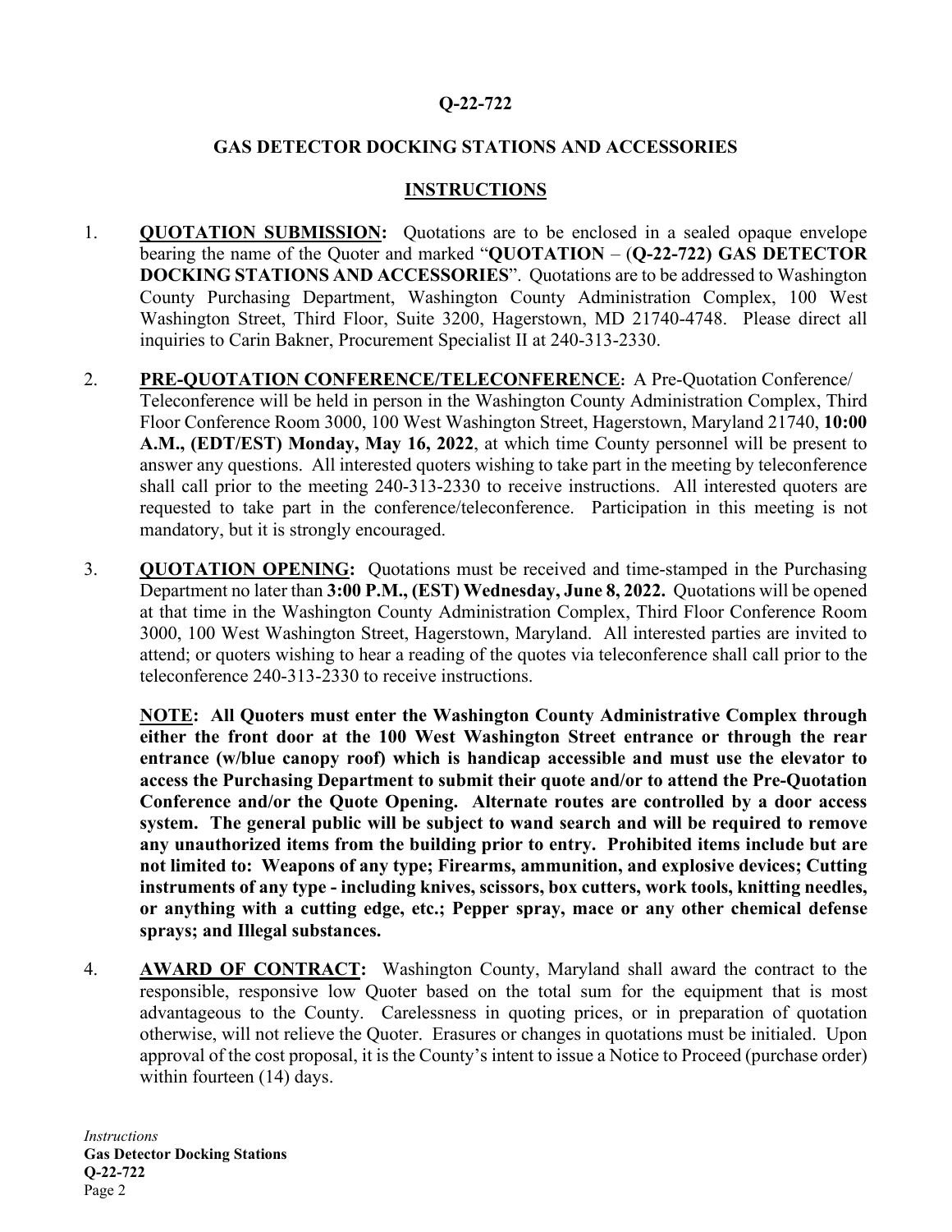**Q-22-722**

**GAS DETECTOR DOCKING STATIONS AND ACCESSORIES**

**INSTRUCTIONS**

1. **QUOTATION SUBMISSION:** Quotations are to be enclosed in a sealed opaque envelope bearing the name of the Quoter and marked "**QUOTATION** – (**Q-22-722) GAS DETECTOR DOCKING STATIONS AND ACCESSORIES**". Quotations are to be addressed to Washington County Purchasing Department, Washington County Administration Complex, 100 West Washington Street, Third Floor, Suite 3200, Hagerstown, MD 21740-4748. Please direct all inquiries to Carin Bakner, Procurement Specialist II at 240-313-2330.

2. **PRE-QUOTATION CONFERENCE/TELECONFERENCE:** A Pre-Quotation Conference/ Teleconference will be held in person in the Washington County Administration Complex, Third Floor Conference Room 3000, 100 West Washington Street, Hagerstown, Maryland 21740, **10:00 A.M., (EDT/EST) Monday, May 16, 2022**, at which time County personnel will be present to answer any questions. All interested quoters wishing to take part in the meeting by teleconference shall call prior to the meeting 240-313-2330 to receive instructions. All interested quoters are requested to take part in the conference/teleconference. Participation in this meeting is not mandatory, but it is strongly encouraged.

3. **QUOTATION OPENING:** Quotations must be received and time-stamped in the Purchasing Department no later than **3:00 P.M., (EST) Wednesday, June 8, 2022.** Quotations will be opened at that time in the Washington County Administration Complex, Third Floor Conference Room 3000, 100 West Washington Street, Hagerstown, Maryland. All interested parties are invited to attend; or quoters wishing to hear a reading of the quotes via teleconference shall call prior to the teleconference 240-313-2330 to receive instructions.

   **NOTE: All Quoters must enter the Washington County Administrative Complex through either the front door at the 100 West Washington Street entrance or through the rear entrance (w/blue canopy roof) which is handicap accessible and must use the elevator to access the Purchasing Department to submit their quote and/or to attend the Pre-Quotation Conference and/or the Quote Opening. Alternate routes are controlled by a door access system. The general public will be subject to wand search and will be required to remove any unauthorized items from the building prior to entry. Prohibited items include but are not limited to: Weapons of any type; Firearms, ammunition, and explosive devices; Cutting instruments of any type - including knives, scissors, box cutters, work tools, knitting needles, or anything with a cutting edge, etc.; Pepper spray, mace or any other chemical defense sprays; and Illegal substances.**

4. **AWARD OF CONTRACT:** Washington County, Maryland shall award the contract to the responsible, responsive low Quoter based on the total sum for the equipment that is most advantageous to the County. Carelessness in quoting prices, or in preparation of quotation otherwise, will not relieve the Quoter. Erasures or changes in quotations must be initialed. Upon approval of the cost proposal, it is the County's intent to issue a Notice to Proceed (purchase order) within fourteen (14) days.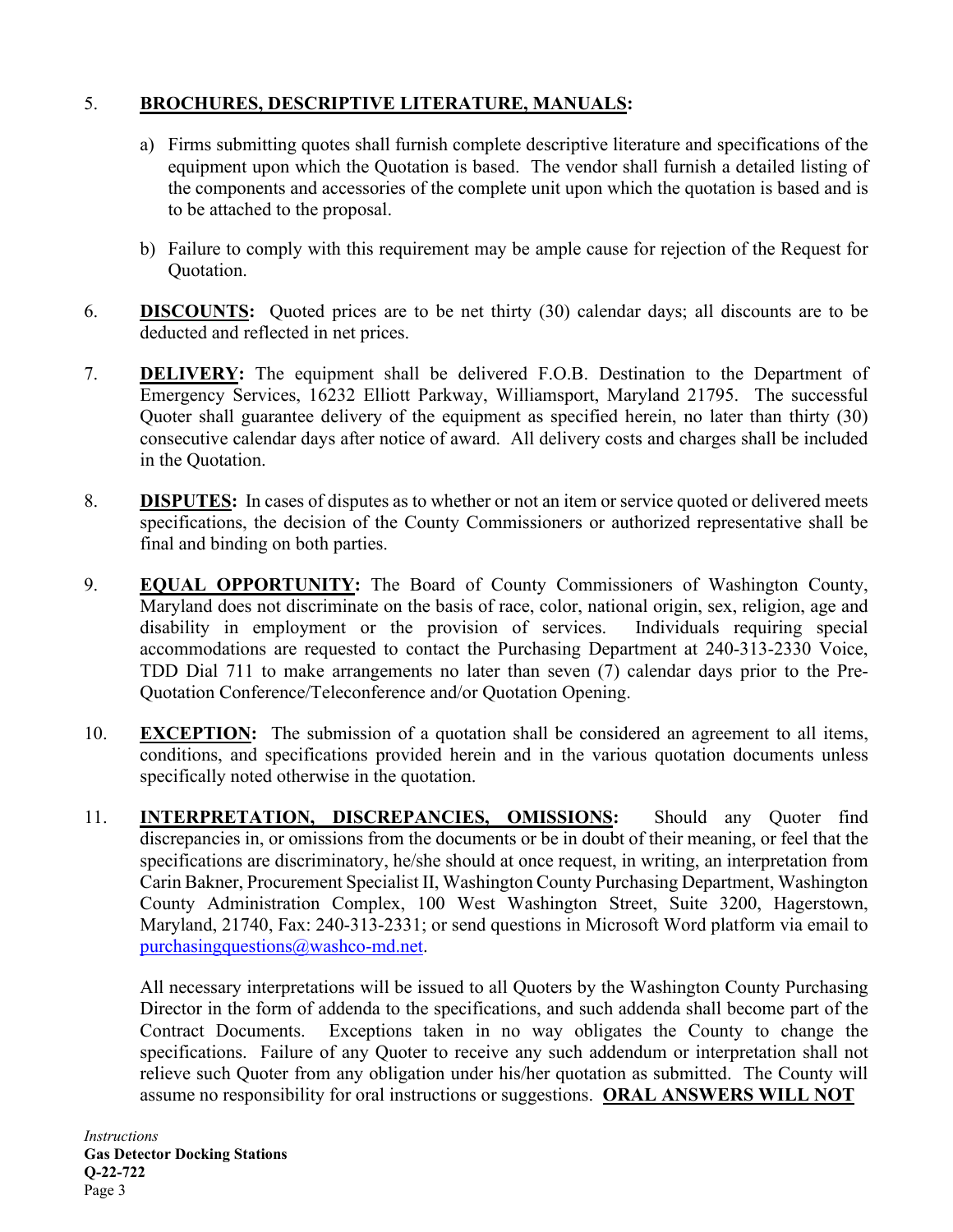5. **BROCHURES, DESCRIPTIVE LITERATURE, MANUALS:**

   a) Firms submitting quotes shall furnish complete descriptive literature and specifications of the equipment upon which the Quotation is based. The vendor shall furnish a detailed listing of the components and accessories of the complete unit upon which the quotation is based and is to be attached to the proposal.

   b) Failure to comply with this requirement may be ample cause for rejection of the Request for Quotation.

6. **DISCOUNTS:** Quoted prices are to be net thirty (30) calendar days; all discounts are to be deducted and reflected in net prices.

7. **DELIVERY:** The equipment shall be delivered F.O.B. Destination to the Department of Emergency Services, 16232 Elliott Parkway, Williamsport, Maryland 21795. The successful Quoter shall guarantee delivery of the equipment as specified herein, no later than thirty (30) consecutive calendar days after notice of award. All delivery costs and charges shall be included in the Quotation.

8. **DISPUTES:** In cases of disputes as to whether or not an item or service quoted or delivered meets specifications, the decision of the County Commissioners or authorized representative shall be final and binding on both parties.

9. **EQUAL OPPORTUNITY:** The Board of County Commissioners of Washington County, Maryland does not discriminate on the basis of race, color, national origin, sex, religion, age and disability in employment or the provision of services. Individuals requiring special accommodations are requested to contact the Purchasing Department at 240-313-2330 Voice, TDD Dial 711 to make arrangements no later than seven (7) calendar days prior to the Pre-Quotation Conference/Teleconference and/or Quotation Opening.

10. **EXCEPTION:** The submission of a quotation shall be considered an agreement to all items, conditions, and specifications provided herein and in the various quotation documents unless specifically noted otherwise in the quotation.

11. **INTERPRETATION, DISCREPANCIES, OMISSIONS:** Should any Quoter find discrepancies in, or omissions from the documents or be in doubt of their meaning, or feel that the specifications are discriminatory, he/she should at once request, in writing, an interpretation from Carin Bakner, Procurement Specialist II, Washington County Purchasing Department, Washington County Administration Complex, 100 West Washington Street, Suite 3200, Hagerstown, Maryland, 21740, Fax: 240-313-2331; or send questions in Microsoft Word platform via email to purchasingquestions@washco-md.net.

    All necessary interpretations will be issued to all Quoters by the Washington County Purchasing Director in the form of addenda to the specifications, and such addenda shall become part of the Contract Documents. Exceptions taken in no way obligates the County to change the specifications. Failure of any Quoter to receive any such addendum or interpretation shall not relieve such Quoter from any obligation under his/her quotation as submitted. The County will assume no responsibility for oral instructions or suggestions. **ORAL ANSWERS WILL NOT**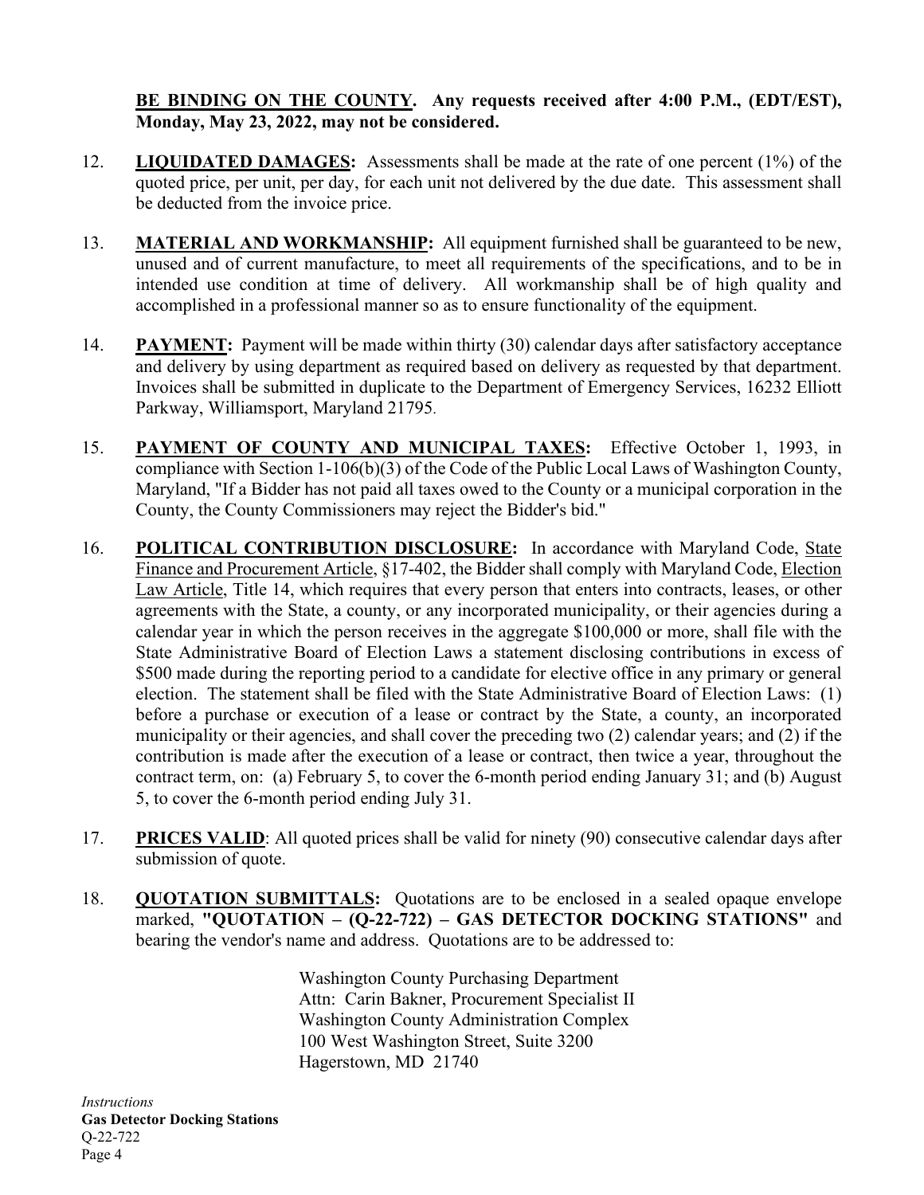**<u>BE BINDING ON THE COUNTY</u>. Any requests received after 4:00 P.M., (EDT/EST), Monday, May 23, 2022, may not be considered.**

12. **<u>LIQUIDATED DAMAGES</u>:** Assessments shall be made at the rate of one percent (1%) of the quoted price, per unit, per day, for each unit not delivered by the due date. This assessment shall be deducted from the invoice price.

13. **<u>MATERIAL AND WORKMANSHIP</u>:** All equipment furnished shall be guaranteed to be new, unused and of current manufacture, to meet all requirements of the specifications, and to be in intended use condition at time of delivery. All workmanship shall be of high quality and accomplished in a professional manner so as to ensure functionality of the equipment.

14. **<u>PAYMENT</u>:** Payment will be made within thirty (30) calendar days after satisfactory acceptance and delivery by using department as required based on delivery as requested by that department. Invoices shall be submitted in duplicate to the Department of Emergency Services, 16232 Elliott Parkway, Williamsport, Maryland 21795.

15. **<u>PAYMENT OF COUNTY AND MUNICIPAL TAXES</u>:** Effective October 1, 1993, in compliance with Section 1-106(b)(3) of the Code of the Public Local Laws of Washington County, Maryland, "If a Bidder has not paid all taxes owed to the County or a municipal corporation in the County, the County Commissioners may reject the Bidder's bid."

16. **<u>POLITICAL CONTRIBUTION DISCLOSURE</u>:** In accordance with Maryland Code, <u>State Finance and Procurement Article</u>, §17-402, the Bidder shall comply with Maryland Code, <u>Election Law Article</u>, Title 14, which requires that every person that enters into contracts, leases, or other agreements with the State, a county, or any incorporated municipality, or their agencies during a calendar year in which the person receives in the aggregate $100,000 or more, shall file with the State Administrative Board of Election Laws a statement disclosing contributions in excess of $500 made during the reporting period to a candidate for elective office in any primary or general election. The statement shall be filed with the State Administrative Board of Election Laws: (1) before a purchase or execution of a lease or contract by the State, a county, an incorporated municipality or their agencies, and shall cover the preceding two (2) calendar years; and (2) if the contribution is made after the execution of a lease or contract, then twice a year, throughout the contract term, on: (a) February 5, to cover the 6-month period ending January 31; and (b) August 5, to cover the 6-month period ending July 31.

17. **<u>PRICES VALID</u>**: All quoted prices shall be valid for ninety (90) consecutive calendar days after submission of quote.

18. **<u>QUOTATION SUBMITTALS</u>:** Quotations are to be enclosed in a sealed opaque envelope marked, **"QUOTATION – (Q-22-722) – GAS DETECTOR DOCKING STATIONS"** and bearing the vendor's name and address. Quotations are to be addressed to:

    Washington County Purchasing Department
    Attn: Carin Bakner, Procurement Specialist II
    Washington County Administration Complex
    100 West Washington Street, Suite 3200
    Hagerstown, MD 21740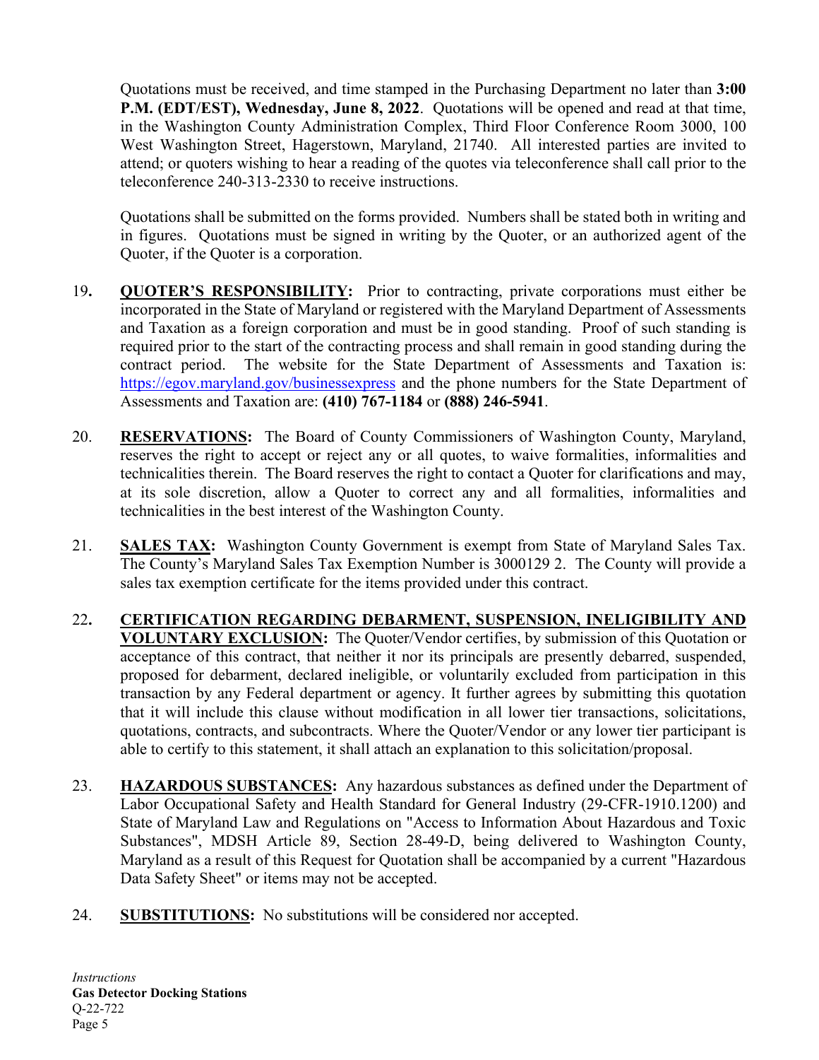Quotations must be received, and time stamped in the Purchasing Department no later than **3:00 P.M. (EDT/EST), Wednesday, June 8, 2022**. Quotations will be opened and read at that time, in the Washington County Administration Complex, Third Floor Conference Room 3000, 100 West Washington Street, Hagerstown, Maryland, 21740. All interested parties are invited to attend; or quoters wishing to hear a reading of the quotes via teleconference shall call prior to the teleconference 240-313-2330 to receive instructions.

Quotations shall be submitted on the forms provided. Numbers shall be stated both in writing and in figures. Quotations must be signed in writing by the Quoter, or an authorized agent of the Quoter, if the Quoter is a corporation.

19. **QUOTER'S RESPONSIBILITY:** Prior to contracting, private corporations must either be incorporated in the State of Maryland or registered with the Maryland Department of Assessments and Taxation as a foreign corporation and must be in good standing. Proof of such standing is required prior to the start of the contracting process and shall remain in good standing during the contract period. The website for the State Department of Assessments and Taxation is: https://egov.maryland.gov/businessexpress and the phone numbers for the State Department of Assessments and Taxation are: **(410) 767-1184** or **(888) 246-5941**.

20. **RESERVATIONS:** The Board of County Commissioners of Washington County, Maryland, reserves the right to accept or reject any or all quotes, to waive formalities, informalities and technicalities therein. The Board reserves the right to contact a Quoter for clarifications and may, at its sole discretion, allow a Quoter to correct any and all formalities, informalities and technicalities in the best interest of the Washington County.

21. **SALES TAX:** Washington County Government is exempt from State of Maryland Sales Tax. The County's Maryland Sales Tax Exemption Number is 3000129 2. The County will provide a sales tax exemption certificate for the items provided under this contract.

22. **CERTIFICATION REGARDING DEBARMENT, SUSPENSION, INELIGIBILITY AND VOLUNTARY EXCLUSION:** The Quoter/Vendor certifies, by submission of this Quotation or acceptance of this contract, that neither it nor its principals are presently debarred, suspended, proposed for debarment, declared ineligible, or voluntarily excluded from participation in this transaction by any Federal department or agency. It further agrees by submitting this quotation that it will include this clause without modification in all lower tier transactions, solicitations, quotations, contracts, and subcontracts. Where the Quoter/Vendor or any lower tier participant is able to certify to this statement, it shall attach an explanation to this solicitation/proposal.

23. **HAZARDOUS SUBSTANCES:** Any hazardous substances as defined under the Department of Labor Occupational Safety and Health Standard for General Industry (29-CFR-1910.1200) and State of Maryland Law and Regulations on "Access to Information About Hazardous and Toxic Substances", MDSH Article 89, Section 28-49-D, being delivered to Washington County, Maryland as a result of this Request for Quotation shall be accompanied by a current "Hazardous Data Safety Sheet" or items may not be accepted.

24. **SUBSTITUTIONS:** No substitutions will be considered nor accepted.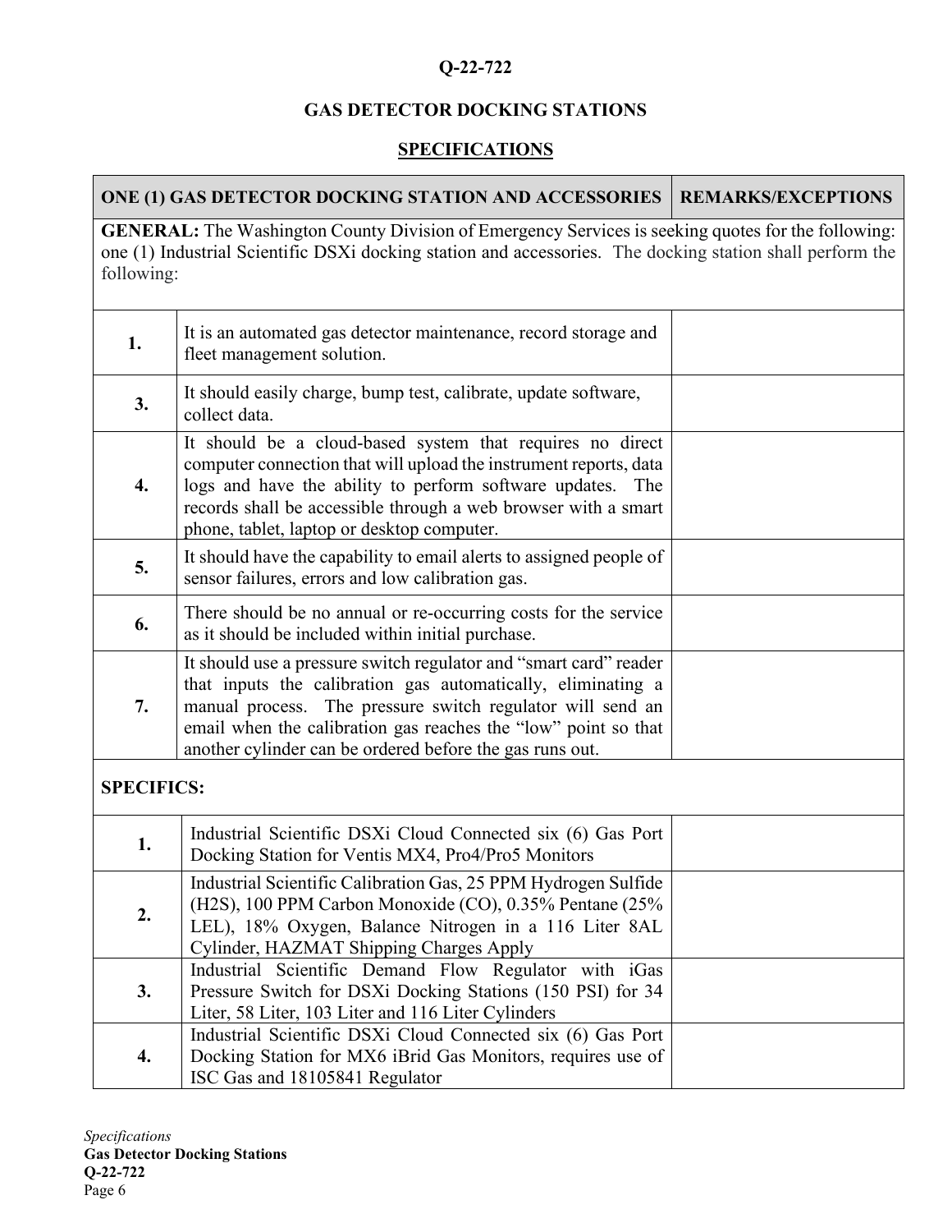**Q-22-722**

**GAS DETECTOR DOCKING STATIONS**

**SPECIFICATIONS**

| ONE (1) GAS DETECTOR DOCKING STATION AND ACCESSORIES | | REMARKS/EXCEPTIONS |
|---|---|---|
| **GENERAL:** The Washington County Division of Emergency Services is seeking quotes for the following: one (1) Industrial Scientific DSXi docking station and accessories. The docking station shall perform the following: | | |
| **1.** | It is an automated gas detector maintenance, record storage and fleet management solution. | |
| **3.** | It should easily charge, bump test, calibrate, update software, collect data. | |
| **4.** | It should be a cloud-based system that requires no direct computer connection that will upload the instrument reports, data logs and have the ability to perform software updates. The records shall be accessible through a web browser with a smart phone, tablet, laptop or desktop computer. | |
| **5.** | It should have the capability to email alerts to assigned people of sensor failures, errors and low calibration gas. | |
| **6.** | There should be no annual or re-occurring costs for the service as it should be included within initial purchase. | |
| **7.** | It should use a pressure switch regulator and "smart card" reader that inputs the calibration gas automatically, eliminating a manual process. The pressure switch regulator will send an email when the calibration gas reaches the "low" point so that another cylinder can be ordered before the gas runs out. | |
| **SPECIFICS:** | | |
| **1.** | Industrial Scientific DSXi Cloud Connected six (6) Gas Port Docking Station for Ventis MX4, Pro4/Pro5 Monitors | |
| **2.** | Industrial Scientific Calibration Gas, 25 PPM Hydrogen Sulfide ($H_2S$), 100 PPM Carbon Monoxide (CO), 0.35% Pentane (25% LEL), 18% Oxygen, Balance Nitrogen in a 116 Liter 8AL Cylinder, HAZMAT Shipping Charges Apply | |
| **3.** | Industrial Scientific Demand Flow Regulator with iGas Pressure Switch for DSXi Docking Stations (150 PSI) for 34 Liter, 58 Liter, 103 Liter and 116 Liter Cylinders | |
| **4.** | Industrial Scientific DSXi Cloud Connected six (6) Gas Port Docking Station for MX6 iBrid Gas Monitors, requires use of ISC Gas and 18105841 Regulator | |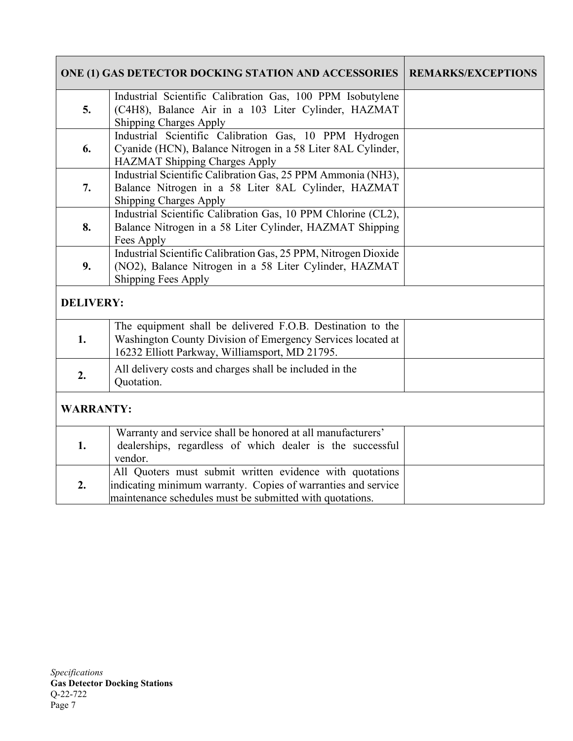| ONE (1) GAS DETECTOR DOCKING STATION AND ACCESSORIES | | REMARKS/EXCEPTIONS |
|---|---|---|
| **5.** | Industrial Scientific Calibration Gas, 100 PPM Isobutylene ($C_4H_8$), Balance Air in a 103 Liter Cylinder, HAZMAT Shipping Charges Apply | |
| **6.** | Industrial Scientific Calibration Gas, 10 PPM Hydrogen Cyanide (HCN), Balance Nitrogen in a 58 Liter 8AL Cylinder, HAZMAT Shipping Charges Apply | |
| **7.** | Industrial Scientific Calibration Gas, 25 PPM Ammonia ($NH_3$), Balance Nitrogen in a 58 Liter 8AL Cylinder, HAZMAT Shipping Charges Apply | |
| **8.** | Industrial Scientific Calibration Gas, 10 PPM Chlorine ($CL_2$), Balance Nitrogen in a 58 Liter Cylinder, HAZMAT Shipping Fees Apply | |
| **9.** | Industrial Scientific Calibration Gas, 25 PPM, Nitrogen Dioxide ($NO_2$), Balance Nitrogen in a 58 Liter Cylinder, HAZMAT Shipping Fees Apply | |
| **DELIVERY:** | | |
| **1.** | The equipment shall be delivered F.O.B. Destination to the Washington County Division of Emergency Services located at 16232 Elliott Parkway, Williamsport, MD 21795. | |
| **2.** | All delivery costs and charges shall be included in the Quotation. | |
| **WARRANTY:** | | |
| **1.** | Warranty and service shall be honored at all manufacturers' dealerships, regardless of which dealer is the successful vendor. | |
| **2.** | All Quoters must submit written evidence with quotations indicating minimum warranty. Copies of warranties and service maintenance schedules must be submitted with quotations. | |

*Specifications*
**Gas Detector Docking Stations**
Q-22-722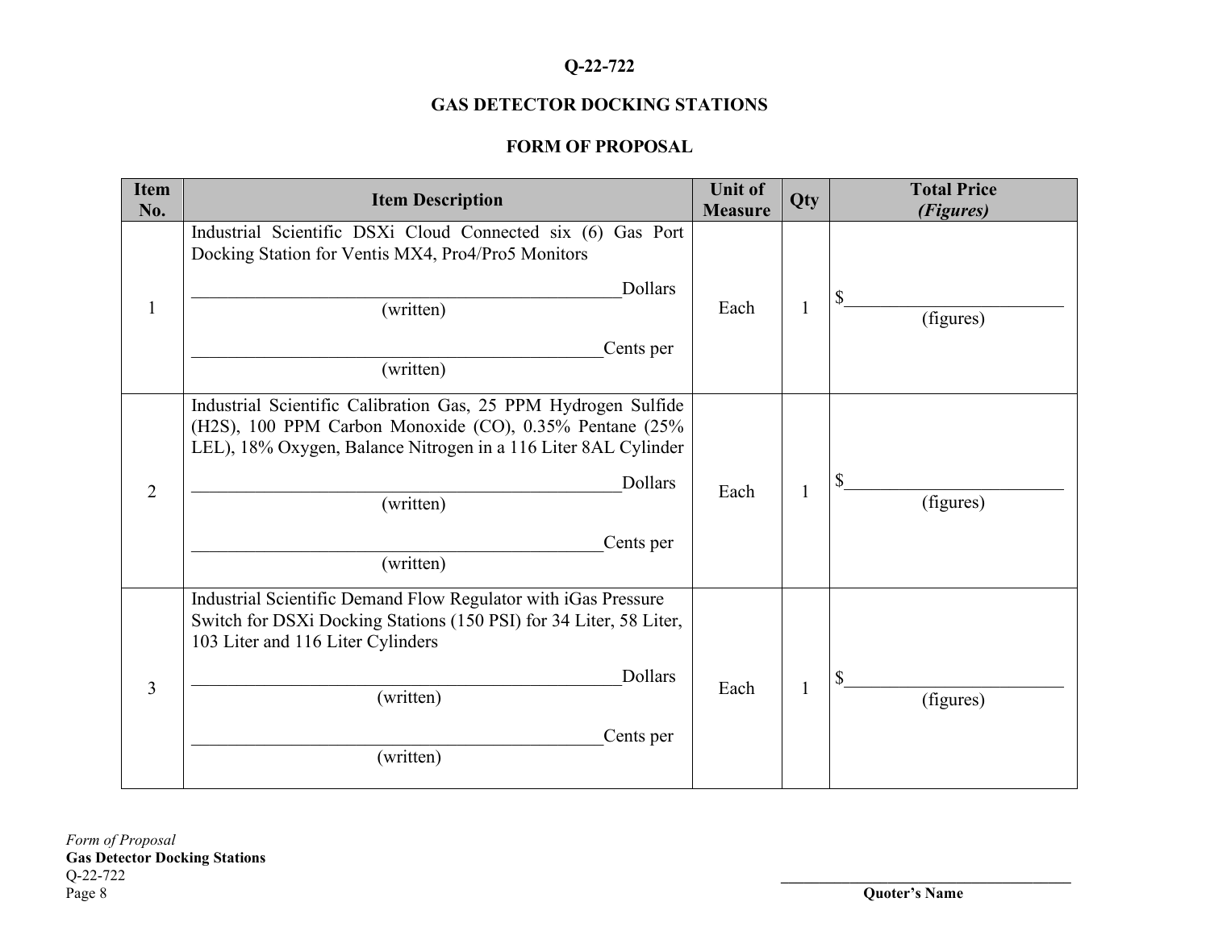**Q-22-722**

**GAS DETECTOR DOCKING STATIONS**

**FORM OF PROPOSAL**

| Item No. | Item Description | Unit of Measure | Qty | Total Price *(Figures)* |
|---|---|---|---|---|
| 1 | Industrial Scientific DSXi Cloud Connected six (6) Gas Port Docking Station for Ventis MX4, Pro4/Pro5 Monitors<br><br>_______________________________________Dollars<br>(written)<br><br>_____________________________________Cents per<br>(written) | Each | 1 | $_____________________<br>(figures) |
| 2 | Industrial Scientific Calibration Gas, 25 PPM Hydrogen Sulfide ($H_2S$), 100 PPM Carbon Monoxide (CO), 0.35% Pentane (25% LEL), 18% Oxygen, Balance Nitrogen in a 116 Liter 8AL Cylinder<br><br>_______________________________________Dollars<br>(written)<br><br>_____________________________________Cents per<br>(written) | Each | 1 | $_____________________<br>(figures) |
| 3 | Industrial Scientific Demand Flow Regulator with iGas Pressure Switch for DSXi Docking Stations (150 PSI) for 34 Liter, 58 Liter, 103 Liter and 116 Liter Cylinders<br><br>_______________________________________Dollars<br>(written)<br><br>_____________________________________Cents per<br>(written) | Each | 1 | $_____________________<br>(figures) |

*Form of Proposal*
**Gas Detector Docking Stations**
Q-22-722

______________________________
**Quoter's Name**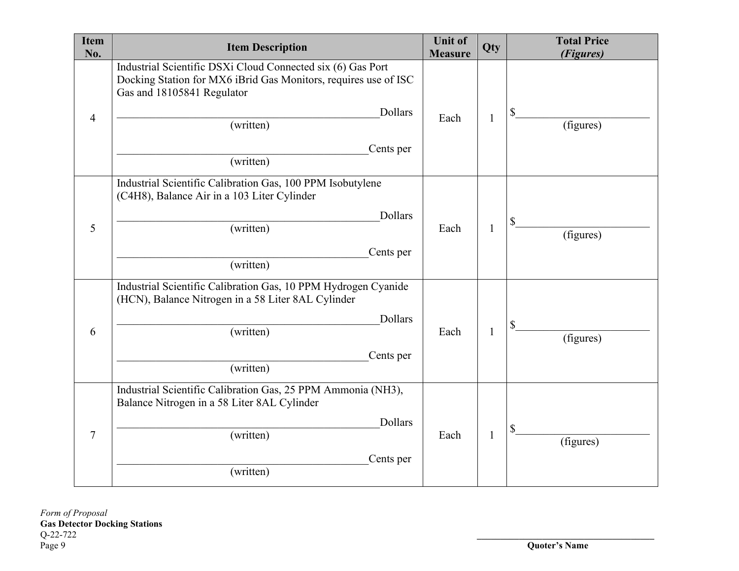| Item No. | Item Description | Unit of Measure | Qty | Total Price *(Figures)* |
|---|---|---|---|---|
| 4 | Industrial Scientific DSXi Cloud Connected six (6) Gas Port Docking Station for MX6 iBrid Gas Monitors, requires use of ISC Gas and 18105841 Regulator<br><br>______________________________Dollars<br>(written)<br><br>______________________________Cents per<br>(written) | Each | 1 | $______________________<br>(figures) |
| 5 | Industrial Scientific Calibration Gas, 100 PPM Isobutylene ($C_4H_8$), Balance Air in a 103 Liter Cylinder<br><br>______________________________Dollars<br>(written)<br><br>______________________________Cents per<br>(written) | Each | 1 | $______________________<br>(figures) |
| 6 | Industrial Scientific Calibration Gas, 10 PPM Hydrogen Cyanide (HCN), Balance Nitrogen in a 58 Liter 8AL Cylinder<br><br>______________________________Dollars<br>(written)<br><br>______________________________Cents per<br>(written) | Each | 1 | $______________________<br>(figures) |
| 7 | Industrial Scientific Calibration Gas, 25 PPM Ammonia ($NH_3$), Balance Nitrogen in a 58 Liter 8AL Cylinder<br><br>______________________________Dollars<br>(written)<br><br>______________________________Cents per<br>(written) | Each | 1 | $______________________<br>(figures) |

*Form of Proposal*
**Gas Detector Docking Stations**
Q-22-722

______________________________
**Quoter's Name**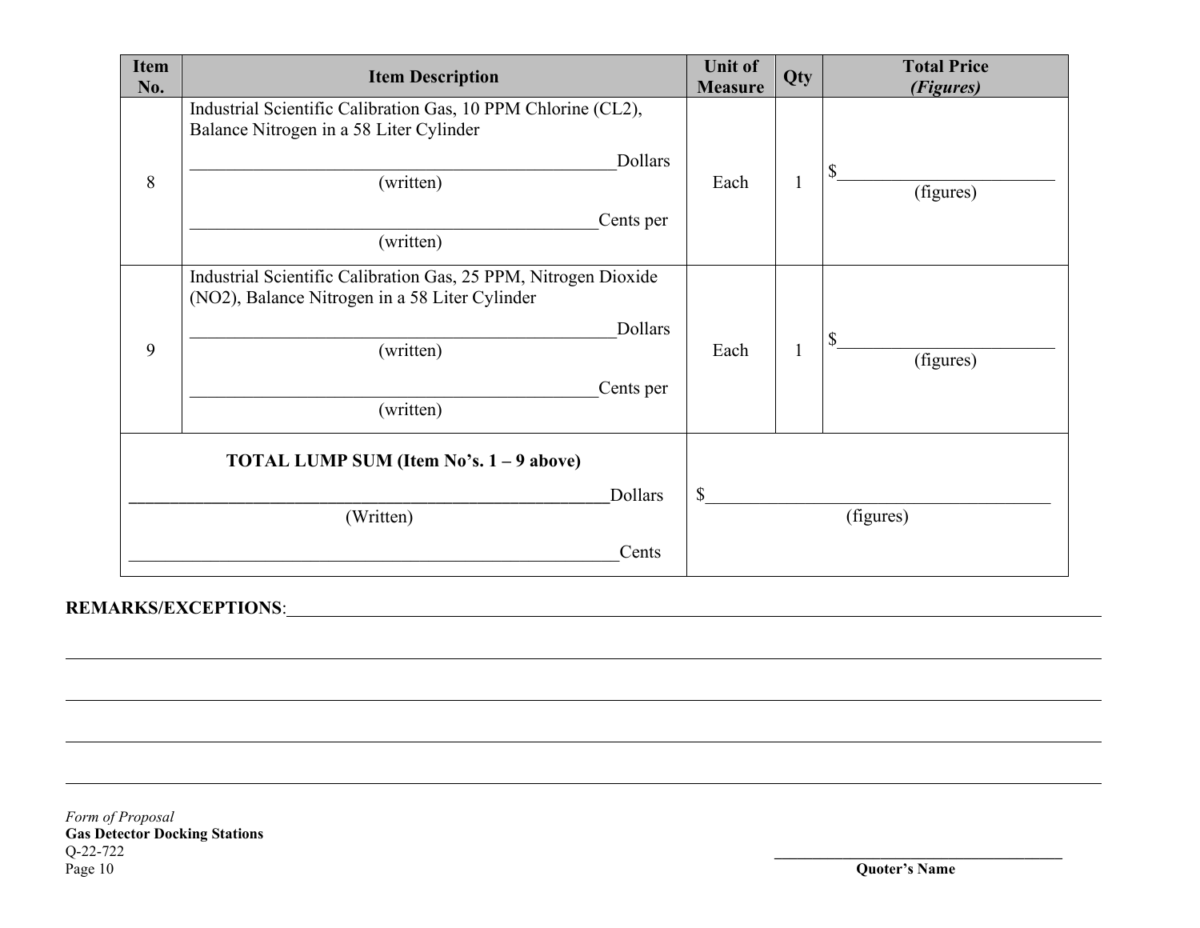| Item No. | Item Description | Unit of Measure | Qty | Total Price *(Figures)* |
|---|---|---|---|---|
| 8 | Industrial Scientific Calibration Gas, 10 PPM Chlorine (CL2), Balance Nitrogen in a 58 Liter Cylinder<br><br>\_\_\_\_\_\_\_\_\_\_\_\_\_\_\_\_\_\_\_\_\_\_\_\_\_\_\_\_\_\_\_\_\_\_\_\_\_\_\_\_\_\_\_\_Dollars<br>(written)<br><br>\_\_\_\_\_\_\_\_\_\_\_\_\_\_\_\_\_\_\_\_\_\_\_\_\_\_\_\_\_\_\_\_\_\_\_\_\_\_\_\_\_\_Cents per<br>(written) | Each | 1 | $\_\_\_\_\_\_\_\_\_\_\_\_\_\_\_\_\_\_\_\_<br>(figures) |
| 9 | Industrial Scientific Calibration Gas, 25 PPM, Nitrogen Dioxide (NO2), Balance Nitrogen in a 58 Liter Cylinder<br><br>\_\_\_\_\_\_\_\_\_\_\_\_\_\_\_\_\_\_\_\_\_\_\_\_\_\_\_\_\_\_\_\_\_\_\_\_\_\_\_\_\_\_\_\_Dollars<br>(written)<br><br>\_\_\_\_\_\_\_\_\_\_\_\_\_\_\_\_\_\_\_\_\_\_\_\_\_\_\_\_\_\_\_\_\_\_\_\_\_\_\_\_\_\_Cents per<br>(written) | Each | 1 | $\_\_\_\_\_\_\_\_\_\_\_\_\_\_\_\_\_\_\_\_<br>(figures) |
| **TOTAL LUMP SUM (Item No's. 1 – 9 above)**<br><br>\_\_\_\_\_\_\_\_\_\_\_\_\_\_\_\_\_\_\_\_\_\_\_\_\_\_\_\_\_\_\_\_\_\_\_\_\_\_\_\_\_\_\_\_\_\_\_\_Dollars<br>(Written)<br><br>\_\_\_\_\_\_\_\_\_\_\_\_\_\_\_\_\_\_\_\_\_\_\_\_\_\_\_\_\_\_\_\_\_\_\_\_\_\_\_\_\_\_\_\_\_\_\_\_Cents | | | | $\_\_\_\_\_\_\_\_\_\_\_\_\_\_\_\_\_\_\_\_\_\_\_\_\_\_\_\_\_\_\_\_<br>(figures) |

**REMARKS/EXCEPTIONS**:\_\_\_\_\_\_\_\_\_\_\_\_\_\_\_\_\_\_\_\_\_\_\_\_\_\_\_\_\_\_\_\_\_\_\_\_\_\_\_\_\_\_\_\_\_\_\_\_\_\_\_\_\_\_\_\_\_\_\_\_\_\_\_\_\_\_\_\_\_\_\_\_\_\_\_\_

\_\_\_\_\_\_\_\_\_\_\_\_\_\_\_\_\_\_\_\_\_\_\_\_\_\_\_\_\_\_\_\_\_\_\_\_\_\_\_\_\_\_\_\_\_\_\_\_\_\_\_\_\_\_\_\_\_\_\_\_\_\_\_\_\_\_\_\_\_\_\_\_\_\_\_\_\_\_\_\_\_\_\_\_\_\_\_\_\_\_

\_\_\_\_\_\_\_\_\_\_\_\_\_\_\_\_\_\_\_\_\_\_\_\_\_\_\_\_\_\_\_\_\_\_\_\_\_\_\_\_\_\_\_\_\_\_\_\_\_\_\_\_\_\_\_\_\_\_\_\_\_\_\_\_\_\_\_\_\_\_\_\_\_\_\_\_\_\_\_\_\_\_\_\_\_\_\_\_\_\_

\_\_\_\_\_\_\_\_\_\_\_\_\_\_\_\_\_\_\_\_\_\_\_\_\_\_\_\_\_\_\_\_\_\_\_\_\_\_\_\_\_\_\_\_\_\_\_\_\_\_\_\_\_\_\_\_\_\_\_\_\_\_\_\_\_\_\_\_\_\_\_\_\_\_\_\_\_\_\_\_\_\_\_\_\_\_\_\_\_\_

\_\_\_\_\_\_\_\_\_\_\_\_\_\_\_\_\_\_\_\_\_\_\_\_\_\_\_\_\_\_\_\_\_\_\_\_\_\_\_\_\_\_\_\_\_\_\_\_\_\_\_\_\_\_\_\_\_\_\_\_\_\_\_\_\_\_\_\_\_\_\_\_\_\_\_\_\_\_\_\_\_\_\_\_\_\_\_\_\_\_

*Form of Proposal*
**Gas Detector Docking Stations**
Q-22-722

\_\_\_\_\_\_\_\_\_\_\_\_\_\_\_\_\_\_\_\_\_\_\_\_\_\_\_\_\_\_\_\_\_\_\_\_
**Quoter's Name**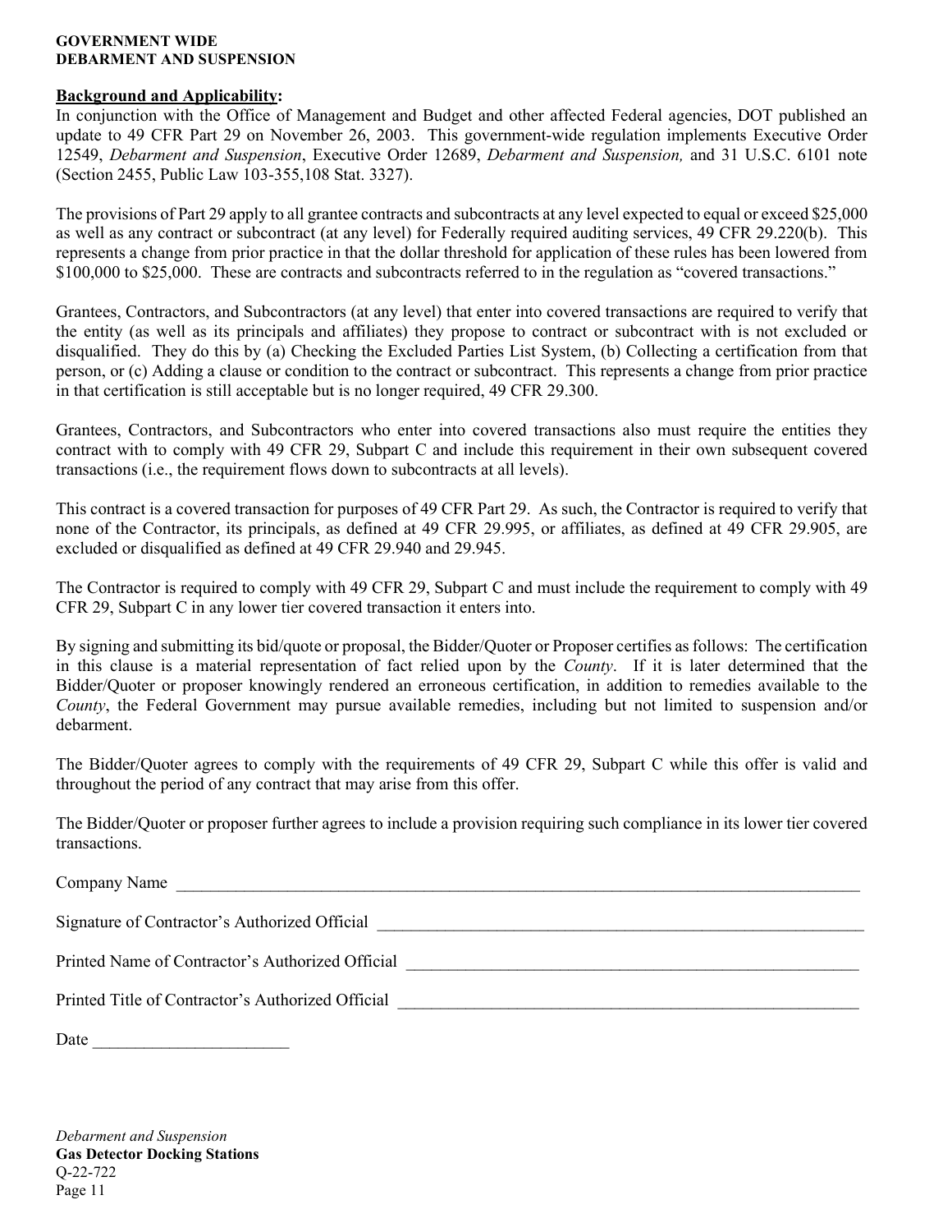**GOVERNMENT WIDE**
**DEBARMENT AND SUSPENSION**

**Background and Applicability:**
In conjunction with the Office of Management and Budget and other affected Federal agencies, DOT published an update to 49 CFR Part 29 on November 26, 2003. This government-wide regulation implements Executive Order 12549, *Debarment and Suspension*, Executive Order 12689, *Debarment and Suspension,* and 31 U.S.C. 6101 note (Section 2455, Public Law 103-355,108 Stat. 3327).

The provisions of Part 29 apply to all grantee contracts and subcontracts at any level expected to equal or exceed $25,000 as well as any contract or subcontract (at any level) for Federally required auditing services, 49 CFR 29.220(b). This represents a change from prior practice in that the dollar threshold for application of these rules has been lowered from $100,000 to $25,000. These are contracts and subcontracts referred to in the regulation as "covered transactions."

Grantees, Contractors, and Subcontractors (at any level) that enter into covered transactions are required to verify that the entity (as well as its principals and affiliates) they propose to contract or subcontract with is not excluded or disqualified. They do this by (a) Checking the Excluded Parties List System, (b) Collecting a certification from that person, or (c) Adding a clause or condition to the contract or subcontract. This represents a change from prior practice in that certification is still acceptable but is no longer required, 49 CFR 29.300.

Grantees, Contractors, and Subcontractors who enter into covered transactions also must require the entities they contract with to comply with 49 CFR 29, Subpart C and include this requirement in their own subsequent covered transactions (i.e., the requirement flows down to subcontracts at all levels).

This contract is a covered transaction for purposes of 49 CFR Part 29. As such, the Contractor is required to verify that none of the Contractor, its principals, as defined at 49 CFR 29.995, or affiliates, as defined at 49 CFR 29.905, are excluded or disqualified as defined at 49 CFR 29.940 and 29.945.

The Contractor is required to comply with 49 CFR 29, Subpart C and must include the requirement to comply with 49 CFR 29, Subpart C in any lower tier covered transaction it enters into.

By signing and submitting its bid/quote or proposal, the Bidder/Quoter or Proposer certifies as follows: The certification in this clause is a material representation of fact relied upon by the *County*. If it is later determined that the Bidder/Quoter or proposer knowingly rendered an erroneous certification, in addition to remedies available to the *County*, the Federal Government may pursue available remedies, including but not limited to suspension and/or debarment.

The Bidder/Quoter agrees to comply with the requirements of 49 CFR 29, Subpart C while this offer is valid and throughout the period of any contract that may arise from this offer.

The Bidder/Quoter or proposer further agrees to include a provision requiring such compliance in its lower tier covered transactions.

Company Name ______________________________________________

Signature of Contractor's Authorized Official ______________________________________________

Printed Name of Contractor's Authorized Official ______________________________________________

Printed Title of Contractor's Authorized Official ______________________________________________

Date ______________________

*Debarment and Suspension*
**Gas Detector Docking Stations**
Q-22-722